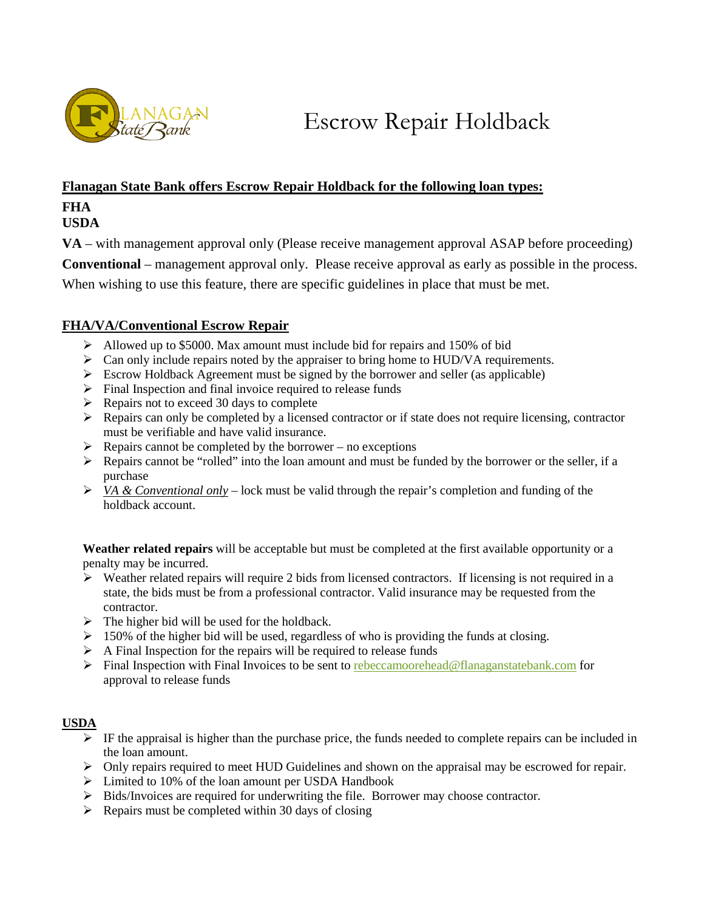# Escrow Repair Holdback

**Flanagan State Bank offers Escrow Repair Holdback for the following loan types:**

**FHA**
**USDA**

**VA** – with management approval only (Please receive management approval ASAP before proceeding)

**Conventional** – management approval only. Please receive approval as early as possible in the process.

When wishing to use this feature, there are specific guidelines in place that must be met.

## FHA/VA/Conventional Escrow Repair

- Allowed up to $5000. Max amount must include bid for repairs and 150% of bid
- Can only include repairs noted by the appraiser to bring home to HUD/VA requirements.
- Escrow Holdback Agreement must be signed by the borrower and seller (as applicable)
- Final Inspection and final invoice required to release funds
- Repairs not to exceed 30 days to complete
- Repairs can only be completed by a licensed contractor or if state does not require licensing, contractor must be verifiable and have valid insurance.
- Repairs cannot be completed by the borrower – no exceptions
- Repairs cannot be "rolled" into the loan amount and must be funded by the borrower or the seller, if a purchase
- *VA & Conventional only* – lock must be valid through the repair's completion and funding of the holdback account.

**Weather related repairs** will be acceptable but must be completed at the first available opportunity or a penalty may be incurred.

- Weather related repairs will require 2 bids from licensed contractors. If licensing is not required in a state, the bids must be from a professional contractor. Valid insurance may be requested from the contractor.
- The higher bid will be used for the holdback.
- 150% of the higher bid will be used, regardless of who is providing the funds at closing.
- A Final Inspection for the repairs will be required to release funds
- Final Inspection with Final Invoices to be sent to rebeccamoorehead@flanaganstatebank.com for approval to release funds

## USDA

- IF the appraisal is higher than the purchase price, the funds needed to complete repairs can be included in the loan amount.
- Only repairs required to meet HUD Guidelines and shown on the appraisal may be escrowed for repair.
- Limited to 10% of the loan amount per USDA Handbook
- Bids/Invoices are required for underwriting the file. Borrower may choose contractor.
- Repairs must be completed within 30 days of closing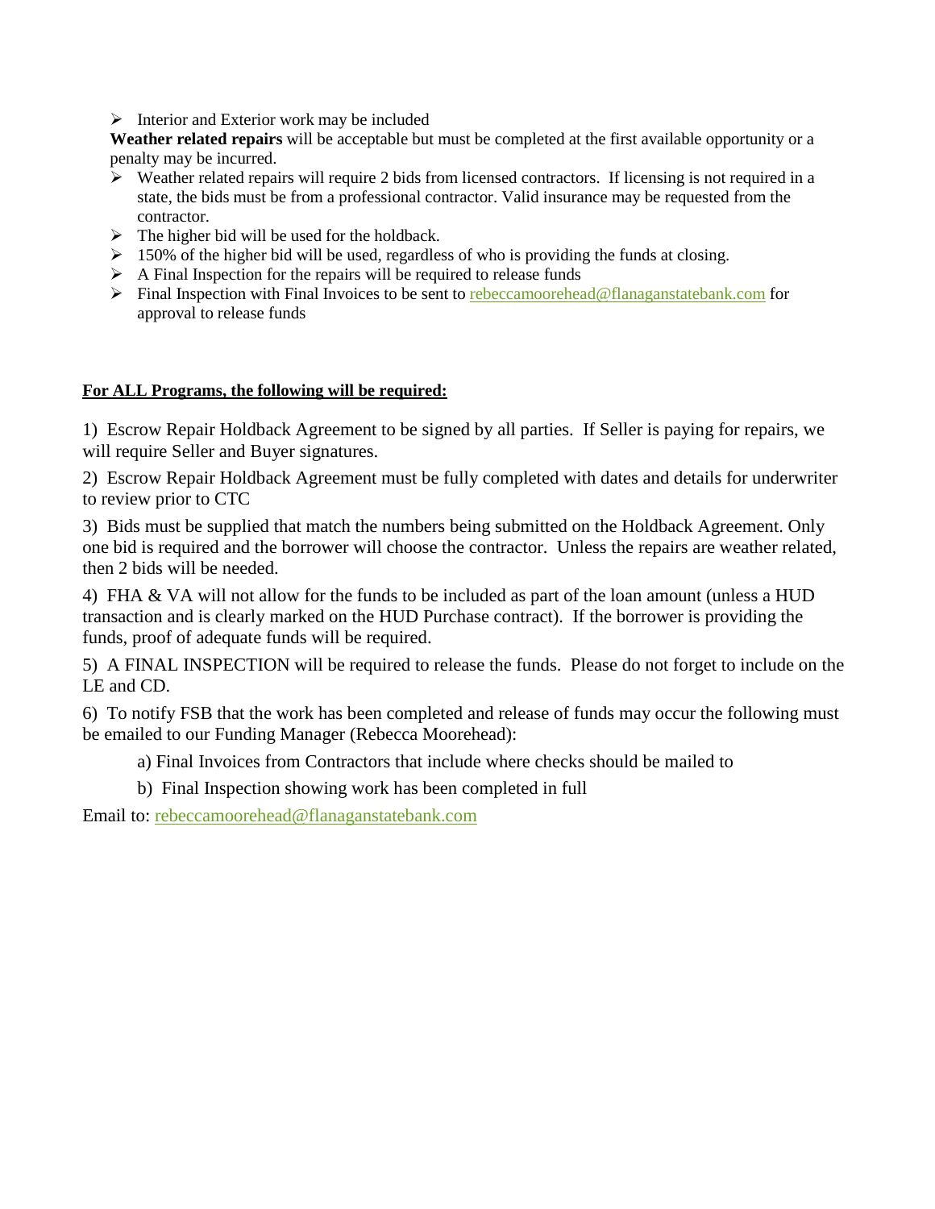- Interior and Exterior work may be included

**Weather related repairs** will be acceptable but must be completed at the first available opportunity or a penalty may be incurred.

- Weather related repairs will require 2 bids from licensed contractors. If licensing is not required in a state, the bids must be from a professional contractor. Valid insurance may be requested from the contractor.
- The higher bid will be used for the holdback.
- 150% of the higher bid will be used, regardless of who is providing the funds at closing.
- A Final Inspection for the repairs will be required to release funds
- Final Inspection with Final Invoices to be sent to rebeccamoorehead@flanaganstatebank.com for approval to release funds

**<u>For ALL Programs, the following will be required:</u>**

1) Escrow Repair Holdback Agreement to be signed by all parties. If Seller is paying for repairs, we will require Seller and Buyer signatures.

2) Escrow Repair Holdback Agreement must be fully completed with dates and details for underwriter to review prior to CTC

3) Bids must be supplied that match the numbers being submitted on the Holdback Agreement. Only one bid is required and the borrower will choose the contractor. Unless the repairs are weather related, then 2 bids will be needed.

4) FHA & VA will not allow for the funds to be included as part of the loan amount (unless a HUD transaction and is clearly marked on the HUD Purchase contract). If the borrower is providing the funds, proof of adequate funds will be required.

5) A FINAL INSPECTION will be required to release the funds. Please do not forget to include on the LE and CD.

6) To notify FSB that the work has been completed and release of funds may occur the following must be emailed to our Funding Manager (Rebecca Moorehead):

   a) Final Invoices from Contractors that include where checks should be mailed to

   b) Final Inspection showing work has been completed in full

Email to: rebeccamoorehead@flanaganstatebank.com